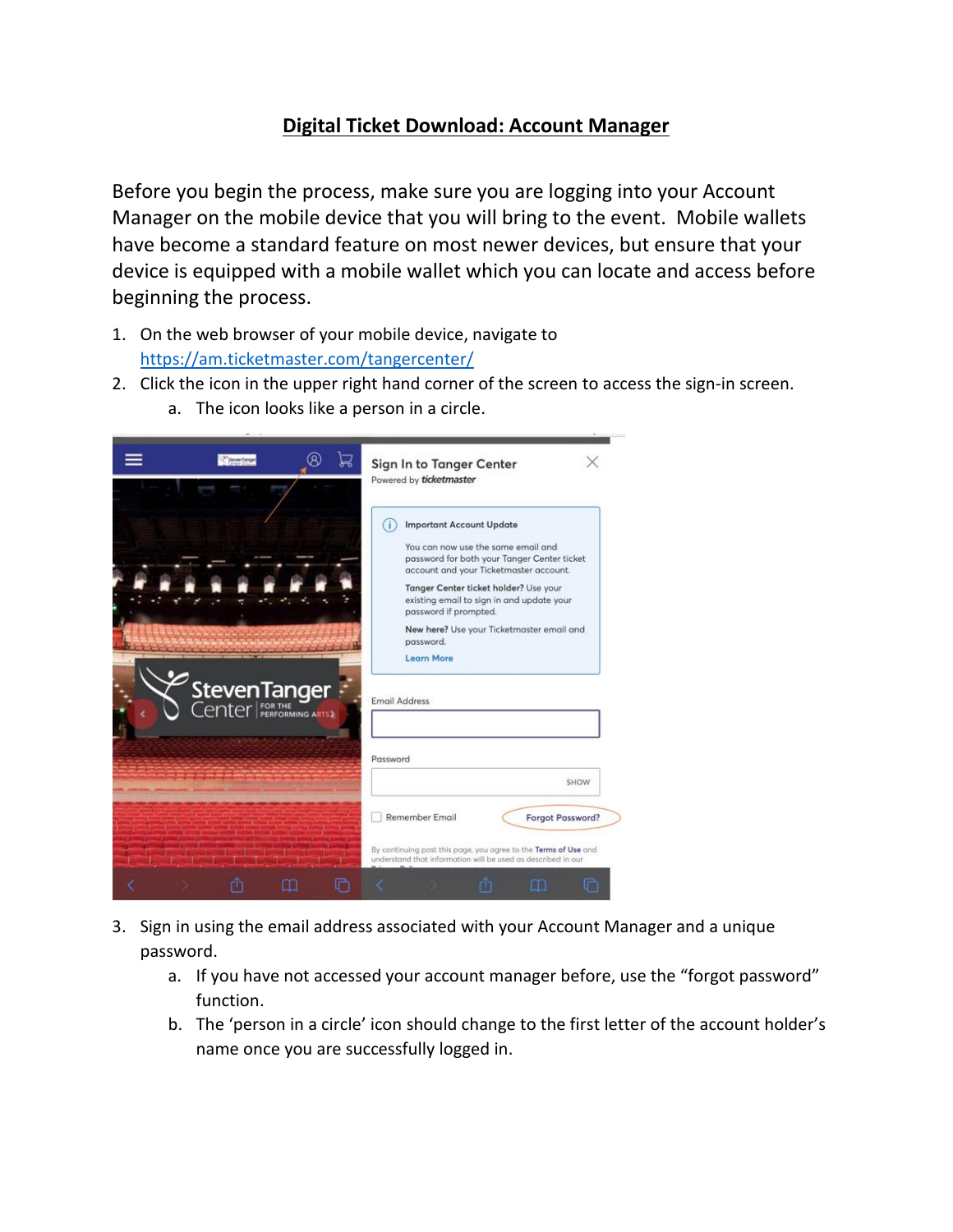# Digital Ticket Download: Account Manager

Before you begin the process, make sure you are logging into your Account Manager on the mobile device that you will bring to the event. Mobile wallets have become a standard feature on most newer devices, but ensure that your device is equipped with a mobile wallet which you can locate and access before beginning the process.

1. On the web browser of your mobile device, navigate to https://am.ticketmaster.com/tangercenter/
2. Click the icon in the upper right hand corner of the screen to access the sign-in screen.
   a. The icon looks like a person in a circle.
3. Sign in using the email address associated with your Account Manager and a unique password.
   a. If you have not accessed your account manager before, use the "forgot password" function.
   b. The 'person in a circle' icon should change to the first letter of the account holder's name once you are successfully logged in.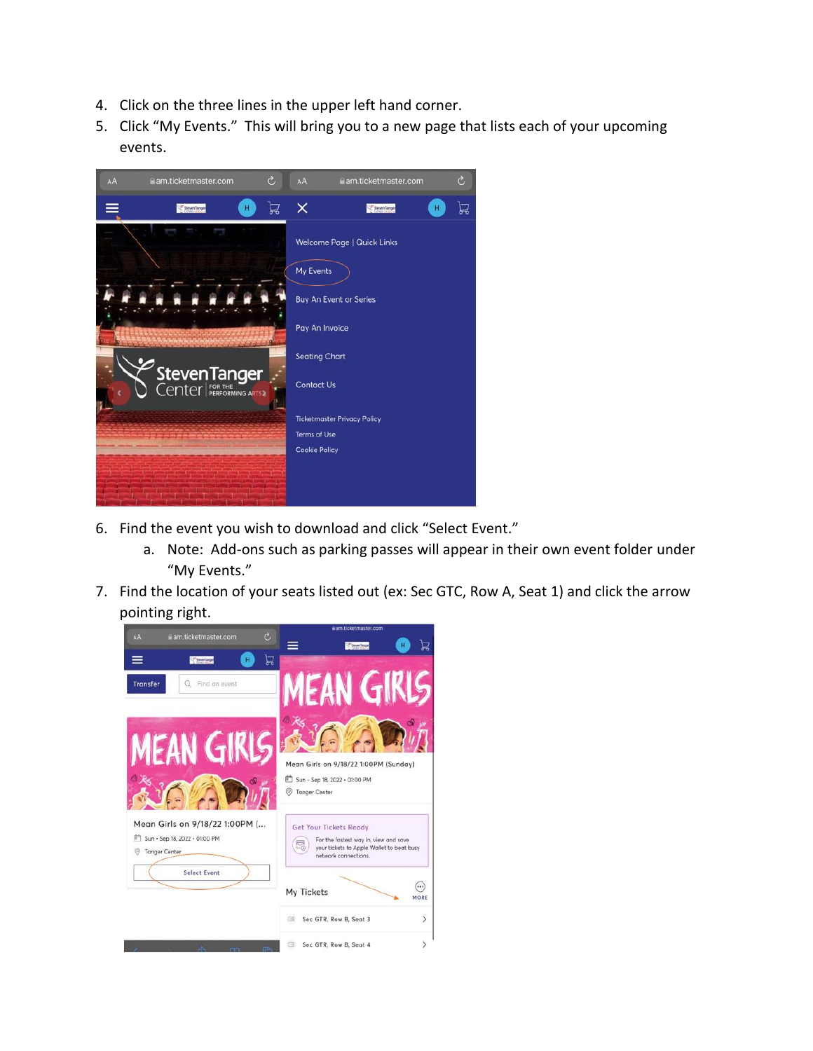4. Click on the three lines in the upper left hand corner.
5. Click "My Events." This will bring you to a new page that lists each of your upcoming events.

6. Find the event you wish to download and click "Select Event."
   a. Note: Add-ons such as parking passes will appear in their own event folder under "My Events."
7. Find the location of your seats listed out (ex: Sec GTC, Row A, Seat 1) and click the arrow pointing right.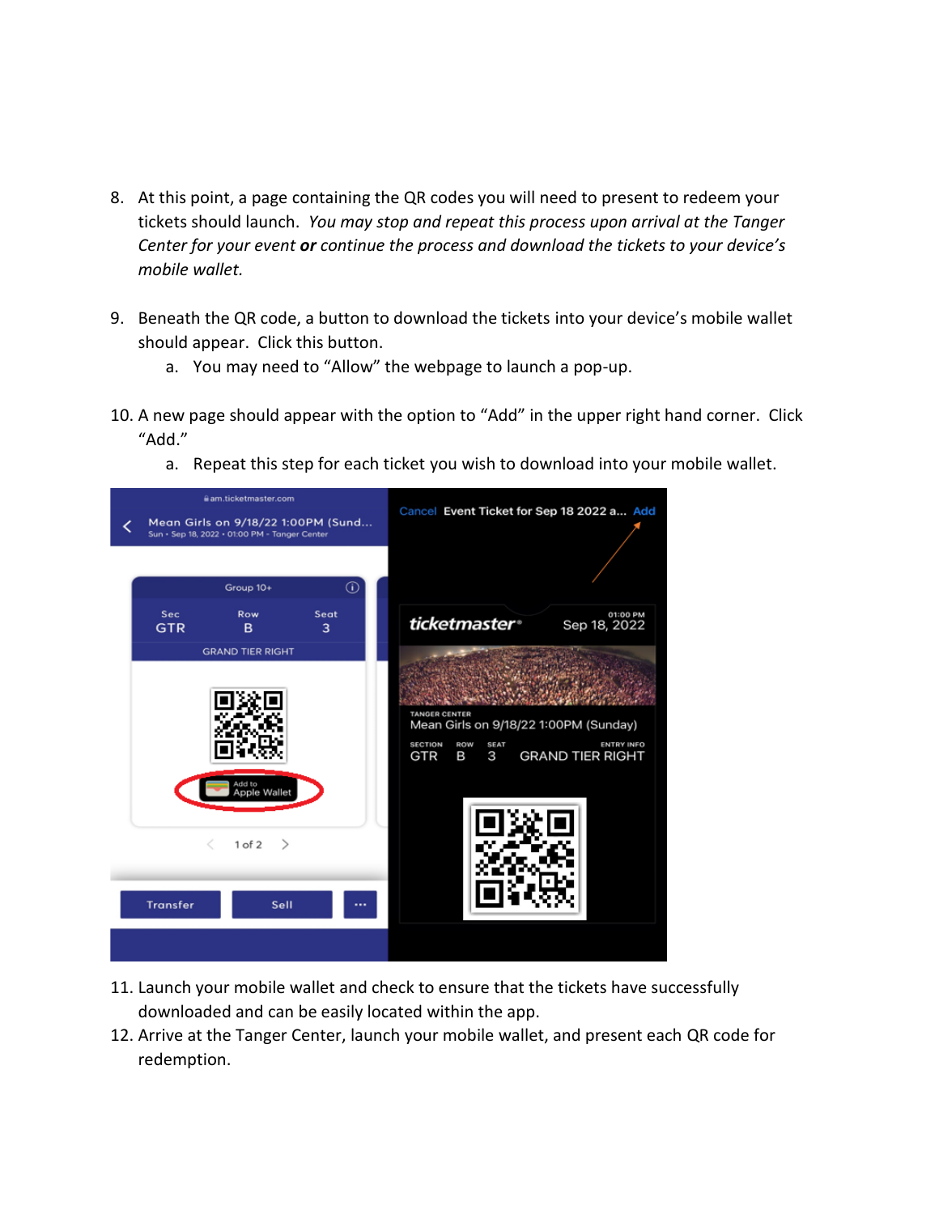8. At this point, a page containing the QR codes you will need to present to redeem your tickets should launch. *You may stop and repeat this process upon arrival at the Tanger Center for your event* ***or*** *continue the process and download the tickets to your device's mobile wallet.*

9. Beneath the QR code, a button to download the tickets into your device's mobile wallet should appear. Click this button.
   a. You may need to "Allow" the webpage to launch a pop-up.

10. A new page should appear with the option to "Add" in the upper right hand corner. Click "Add."
    a. Repeat this step for each ticket you wish to download into your mobile wallet.

11. Launch your mobile wallet and check to ensure that the tickets have successfully downloaded and can be easily located within the app.
12. Arrive at the Tanger Center, launch your mobile wallet, and present each QR code for redemption.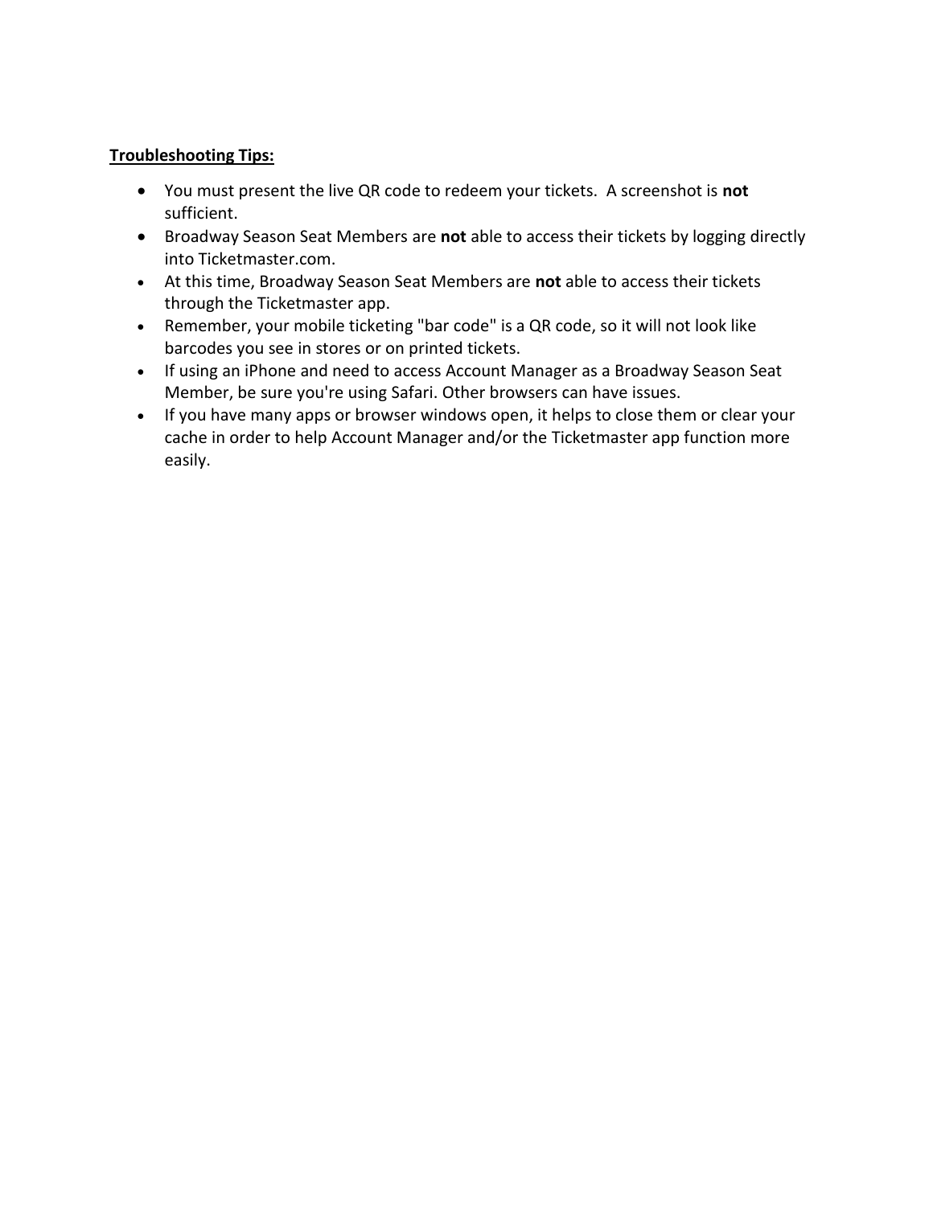**Troubleshooting Tips:**

- You must present the live QR code to redeem your tickets. A screenshot is **not** sufficient.
- Broadway Season Seat Members are **not** able to access their tickets by logging directly into Ticketmaster.com.
- At this time, Broadway Season Seat Members are **not** able to access their tickets through the Ticketmaster app.
- Remember, your mobile ticketing "bar code" is a QR code, so it will not look like barcodes you see in stores or on printed tickets.
- If using an iPhone and need to access Account Manager as a Broadway Season Seat Member, be sure you're using Safari. Other browsers can have issues.
- If you have many apps or browser windows open, it helps to close them or clear your cache in order to help Account Manager and/or the Ticketmaster app function more easily.